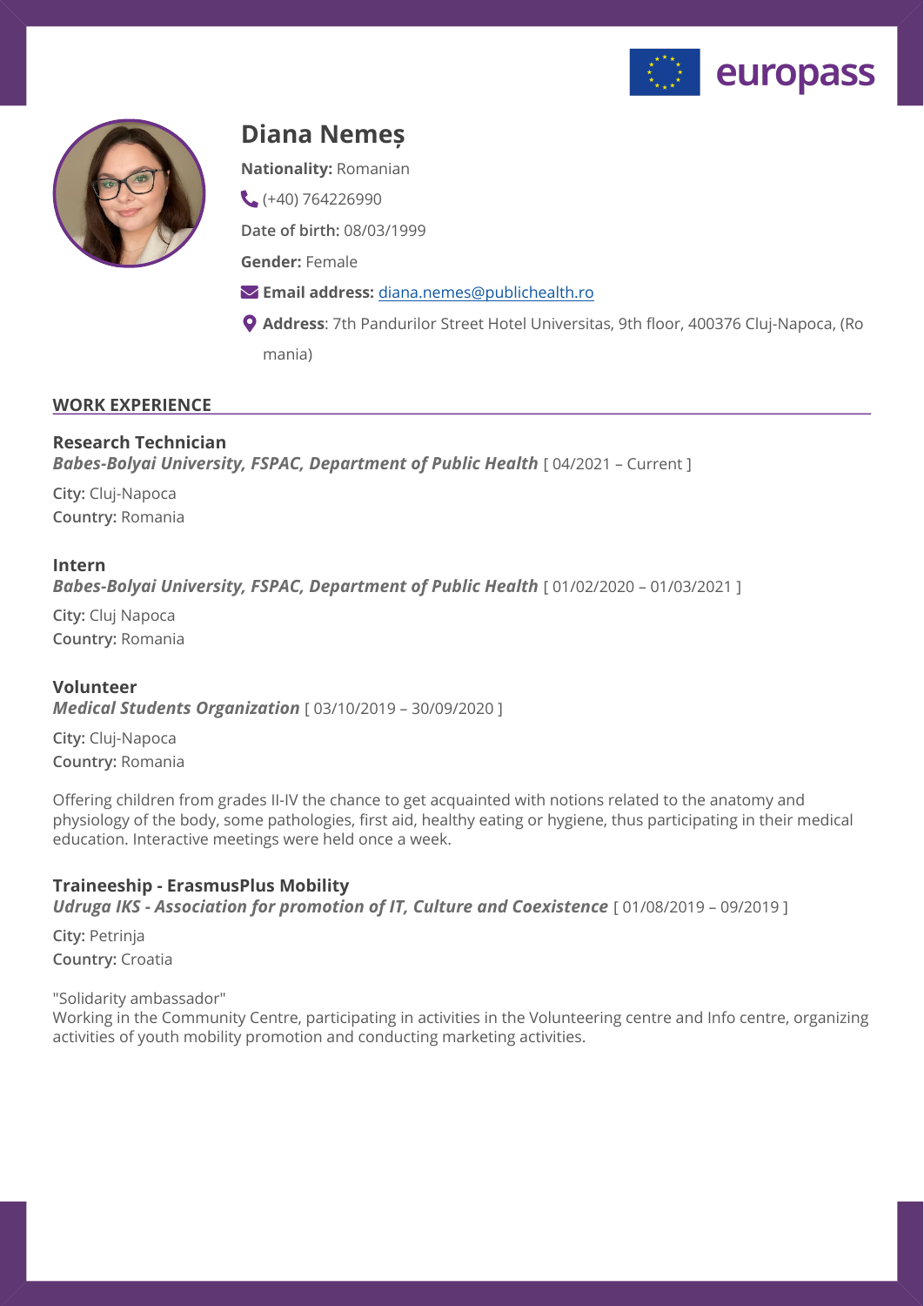europass

# Diana Nemeș

**Nationality:** Romanian

(+40) 764226990

**Date of birth:** 08/03/1999

**Gender:** Female

**Email address:** diana.nemes@publichealth.ro

**Address**: 7th Pandurilor Street Hotel Universitas, 9th floor, 400376 Cluj-Napoca, (Romania)

## WORK EXPERIENCE

### Research Technician

***Babes-Bolyai University, FSPAC, Department of Public Health*** [ 04/2021 – Current ]

**City:** Cluj-Napoca
**Country:** Romania

### Intern

***Babes-Bolyai University, FSPAC, Department of Public Health*** [ 01/02/2020 – 01/03/2021 ]

**City:** Cluj Napoca
**Country:** Romania

### Volunteer

***Medical Students Organization*** [ 03/10/2019 – 30/09/2020 ]

**City:** Cluj-Napoca
**Country:** Romania

Offering children from grades II-IV the chance to get acquainted with notions related to the anatomy and physiology of the body, some pathologies, first aid, healthy eating or hygiene, thus participating in their medical education. Interactive meetings were held once a week.

### Traineeship - ErasmusPlus Mobility

***Udruga IKS - Association for promotion of IT, Culture and Coexistence*** [ 01/08/2019 – 09/2019 ]

**City:** Petrinja
**Country:** Croatia

"Solidarity ambassador"
Working in the Community Centre, participating in activities in the Volunteering centre and Info centre, organizing activities of youth mobility promotion and conducting marketing activities.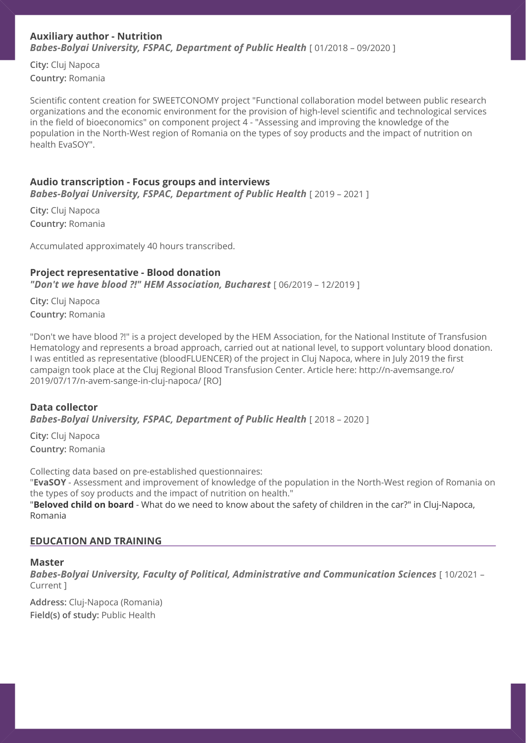### Auxiliary author - Nutrition

***Babes-Bolyai University, FSPAC, Department of Public Health*** [ 01/2018 – 09/2020 ]

**City:** Cluj Napoca
**Country:** Romania

Scientific content creation for SWEETCONOMY project "Functional collaboration model between public research organizations and the economic environment for the provision of high-level scientific and technological services in the field of bioeconomics" on component project 4 - "Assessing and improving the knowledge of the population in the North-West region of Romania on the types of soy products and the impact of nutrition on health EvaSOY".

### Audio transcription - Focus groups and interviews

***Babes-Bolyai University, FSPAC, Department of Public Health*** [ 2019 – 2021 ]

**City:** Cluj Napoca
**Country:** Romania

Accumulated approximately 40 hours transcribed.

### Project representative - Blood donation

***"Don't we have blood ?!" HEM Association, Bucharest*** [ 06/2019 – 12/2019 ]

**City:** Cluj Napoca
**Country:** Romania

"Don't we have blood ?!" is a project developed by the HEM Association, for the National Institute of Transfusion Hematology and represents a broad approach, carried out at national level, to support voluntary blood donation. I was entitled as representative (bloodFLUENCER) of the project in Cluj Napoca, where in July 2019 the first campaign took place at the Cluj Regional Blood Transfusion Center. Article here: http://n-avemsange.ro/2019/07/17/n-avem-sange-in-cluj-napoca/ [RO]

### Data collector

***Babes-Bolyai University, FSPAC, Department of Public Health*** [ 2018 – 2020 ]

**City:** Cluj Napoca
**Country:** Romania

Collecting data based on pre-established questionnaires:
"**EvaSOY** - Assessment and improvement of knowledge of the population in the North-West region of Romania on the types of soy products and the impact of nutrition on health."
"**Beloved child on board** - What do we need to know about the safety of children in the car?" in Cluj-Napoca, Romania

## EDUCATION AND TRAINING

### Master

***Babes-Bolyai University, Faculty of Political, Administrative and Communication Sciences*** [ 10/2021 – Current ]

**Address:** Cluj-Napoca (Romania)
**Field(s) of study:** Public Health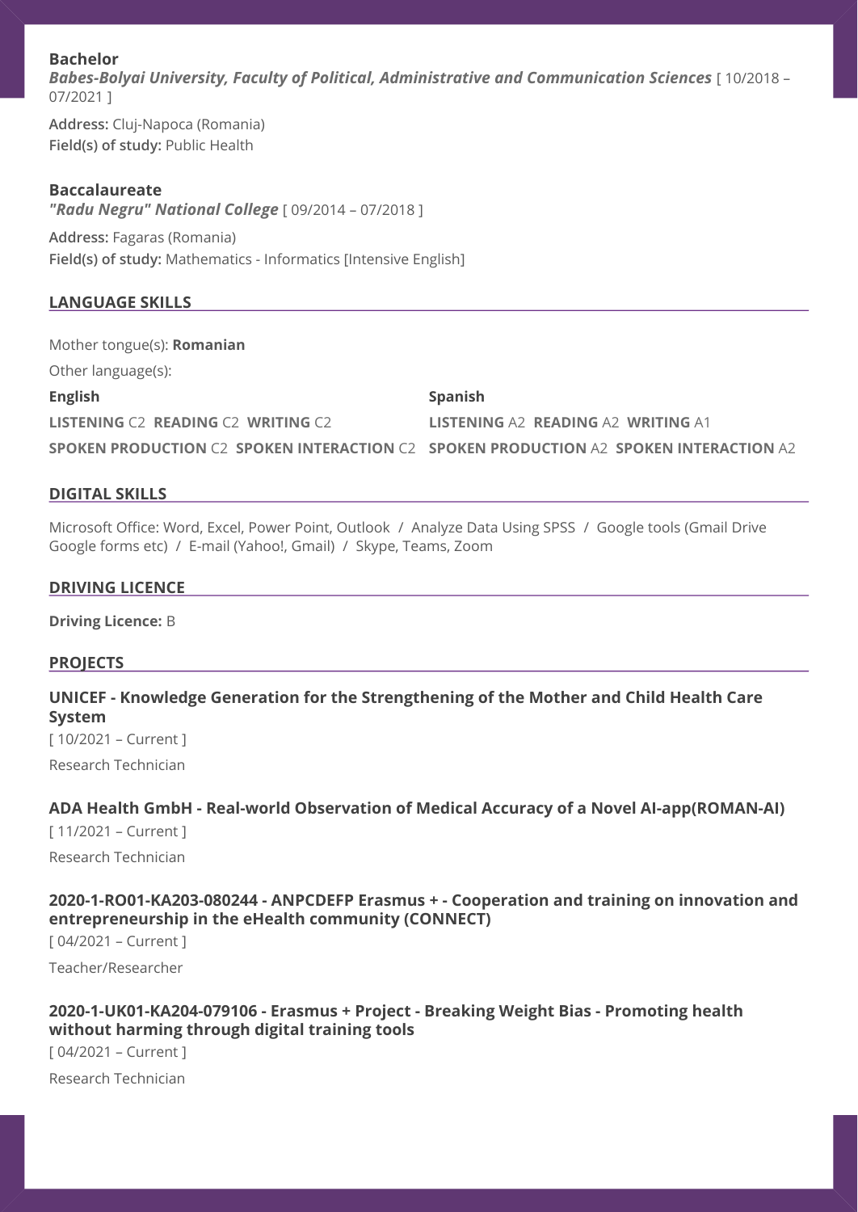**Bachelor**
***Babes-Bolyai University, Faculty of Political, Administrative and Communication Sciences*** [ 10/2018 – 07/2021 ]

**Address:** Cluj-Napoca (Romania)
**Field(s) of study:** Public Health

**Baccalaureate**
***"Radu Negru" National College*** [ 09/2014 – 07/2018 ]

**Address:** Fagaras (Romania)
**Field(s) of study:** Mathematics - Informatics [Intensive English]

## LANGUAGE SKILLS

Mother tongue(s): **Romanian**

Other language(s):

**English**

**LISTENING** C2 **READING** C2 **WRITING** C2

**SPOKEN PRODUCTION** C2 **SPOKEN INTERACTION** C2

**Spanish**

**LISTENING** A2 **READING** A2 **WRITING** A1

**SPOKEN PRODUCTION** A2 **SPOKEN INTERACTION** A2

## DIGITAL SKILLS

Microsoft Office: Word, Excel, Power Point, Outlook / Analyze Data Using SPSS / Google tools (Gmail Drive Google forms etc) / E-mail (Yahoo!, Gmail) / Skype, Teams, Zoom

## DRIVING LICENCE

**Driving Licence:** B

## PROJECTS

### UNICEF - Knowledge Generation for the Strengthening of the Mother and Child Health Care System

[ 10/2021 – Current ]

Research Technician

### ADA Health GmbH - Real-world Observation of Medical Accuracy of a Novel AI-app(ROMAN-AI)

[ 11/2021 – Current ]

Research Technician

### 2020-1-RO01-KA203-080244 - ANPCDEFP Erasmus + - Cooperation and training on innovation and entrepreneurship in the eHealth community (CONNECT)

[ 04/2021 – Current ]

Teacher/Researcher

### 2020-1-UK01-KA204-079106 - Erasmus + Project - Breaking Weight Bias - Promoting health without harming through digital training tools

[ 04/2021 – Current ]

Research Technician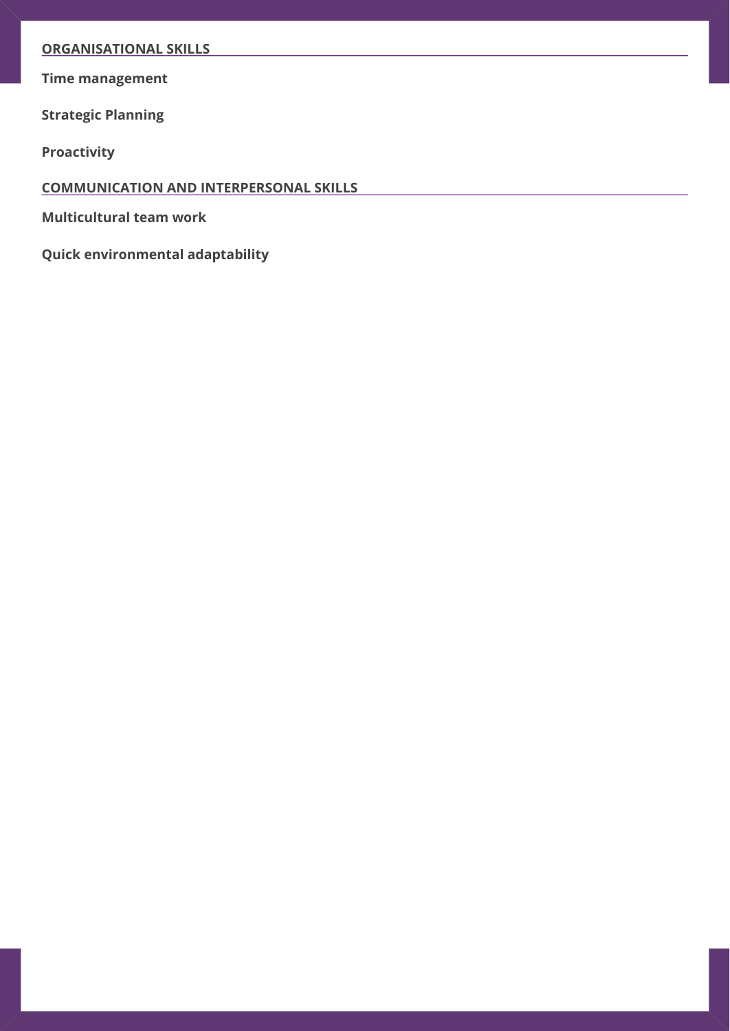## ORGANISATIONAL SKILLS

**Time management**

**Strategic Planning**

**Proactivity**

## COMMUNICATION AND INTERPERSONAL SKILLS

**Multicultural team work**

**Quick environmental adaptability**